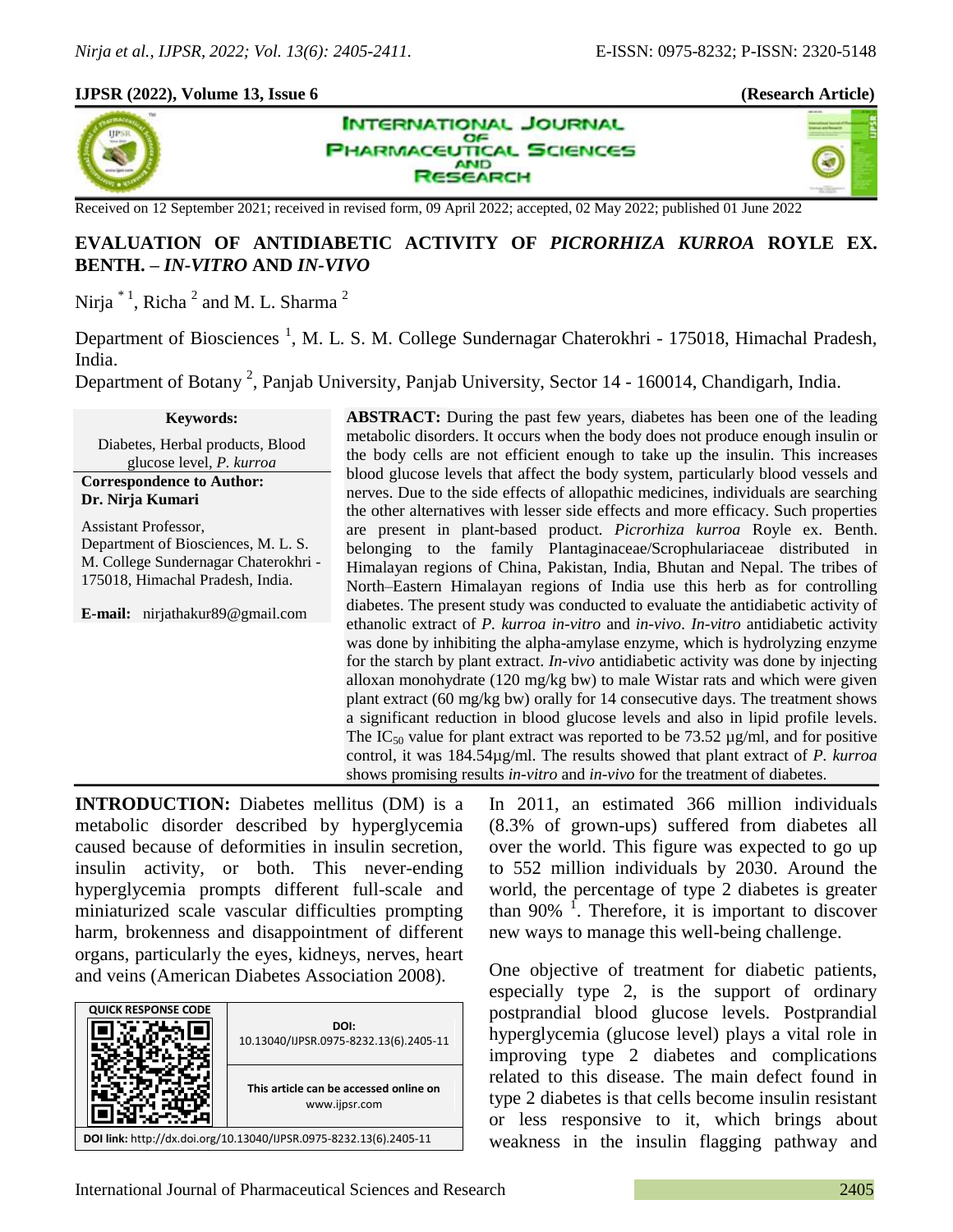**IJPSR (2022), Volume 13, Issue 6** **(Research Article)**

Received on 12 September 2021; received in revised form, 09 April 2022; accepted, 02 May 2022; published 01 June 2022

# EVALUATION OF ANTIDIABETIC ACTIVITY OF *PICRORHIZA KURROA* ROYLE EX. BENTH. – *IN-VITRO* AND *IN-VIVO*

Nirja [*1], Richa [2] and M. L. Sharma [2]

Department of Biosciences [1], M. L. S. M. College Sundernagar Chaterokhri - 175018, Himachal Pradesh, India.

Department of Botany [2], Panjab University, Panjab University, Sector 14 - 160014, Chandigarh, India.

**Keywords:**

Diabetes, Herbal products, Blood glucose level, *P. kurroa*

**Correspondence to Author:**
**Dr. Nirja Kumari**

Assistant Professor,
Department of Biosciences, M. L. S. M. College Sundernagar Chaterokhri - 175018, Himachal Pradesh, India.

**E-mail:** nirjathakur89@gmail.com

**ABSTRACT:** During the past few years, diabetes has been one of the leading metabolic disorders. It occurs when the body does not produce enough insulin or the body cells are not efficient enough to take up the insulin. This increases blood glucose levels that affect the body system, particularly blood vessels and nerves. Due to the side effects of allopathic medicines, individuals are searching the other alternatives with lesser side effects and more efficacy. Such properties are present in plant-based product. *Picrorhiza kurroa* Royle ex. Benth. belonging to the family Plantaginaceae/Scrophulariaceae distributed in Himalayan regions of China, Pakistan, India, Bhutan and Nepal. The tribes of North–Eastern Himalayan regions of India use this herb as for controlling diabetes. The present study was conducted to evaluate the antidiabetic activity of ethanolic extract of *P. kurroa in-vitro* and *in-vivo*. *In-vitro* antidiabetic activity was done by inhibiting the alpha-amylase enzyme, which is hydrolyzing enzyme for the starch by plant extract. *In-vivo* antidiabetic activity was done by injecting alloxan monohydrate (120 mg/kg bw) to male Wistar rats and which were given plant extract (60 mg/kg bw) orally for 14 consecutive days. The treatment shows a significant reduction in blood glucose levels and also in lipid profile levels. The $IC_{50}$ value for plant extract was reported to be 73.52 µg/ml, and for positive control, it was 184.54µg/ml. The results showed that plant extract of *P. kurroa* shows promising results *in-vitro* and *in-vivo* for the treatment of diabetes.

| QUICK RESPONSE CODE | DOI: 10.13040/IJPSR.0975-8232.13(6).2405-11 |
|---|---|
| | This article can be accessed online on www.ijpsr.com |
| DOI link: http://dx.doi.org/10.13040/IJPSR.0975-8232.13(6).2405-11 | |

**INTRODUCTION:** Diabetes mellitus (DM) is a metabolic disorder described by hyperglycemia caused because of deformities in insulin secretion, insulin activity, or both. This never-ending hyperglycemia prompts different full-scale and miniaturized scale vascular difficulties prompting harm, brokenness and disappointment of different organs, particularly the eyes, kidneys, nerves, heart and veins (American Diabetes Association 2008).

In 2011, an estimated 366 million individuals (8.3% of grown-ups) suffered from diabetes all over the world. This figure was expected to go up to 552 million individuals by 2030. Around the world, the percentage of type 2 diabetes is greater than 90% [1]. Therefore, it is important to discover new ways to manage this well-being challenge.

One objective of treatment for diabetic patients, especially type 2, is the support of ordinary postprandial blood glucose levels. Postprandial hyperglycemia (glucose level) plays a vital role in improving type 2 diabetes and complications related to this disease. The main defect found in type 2 diabetes is that cells become insulin resistant or less responsive to it, which brings about weakness in the insulin flagging pathway and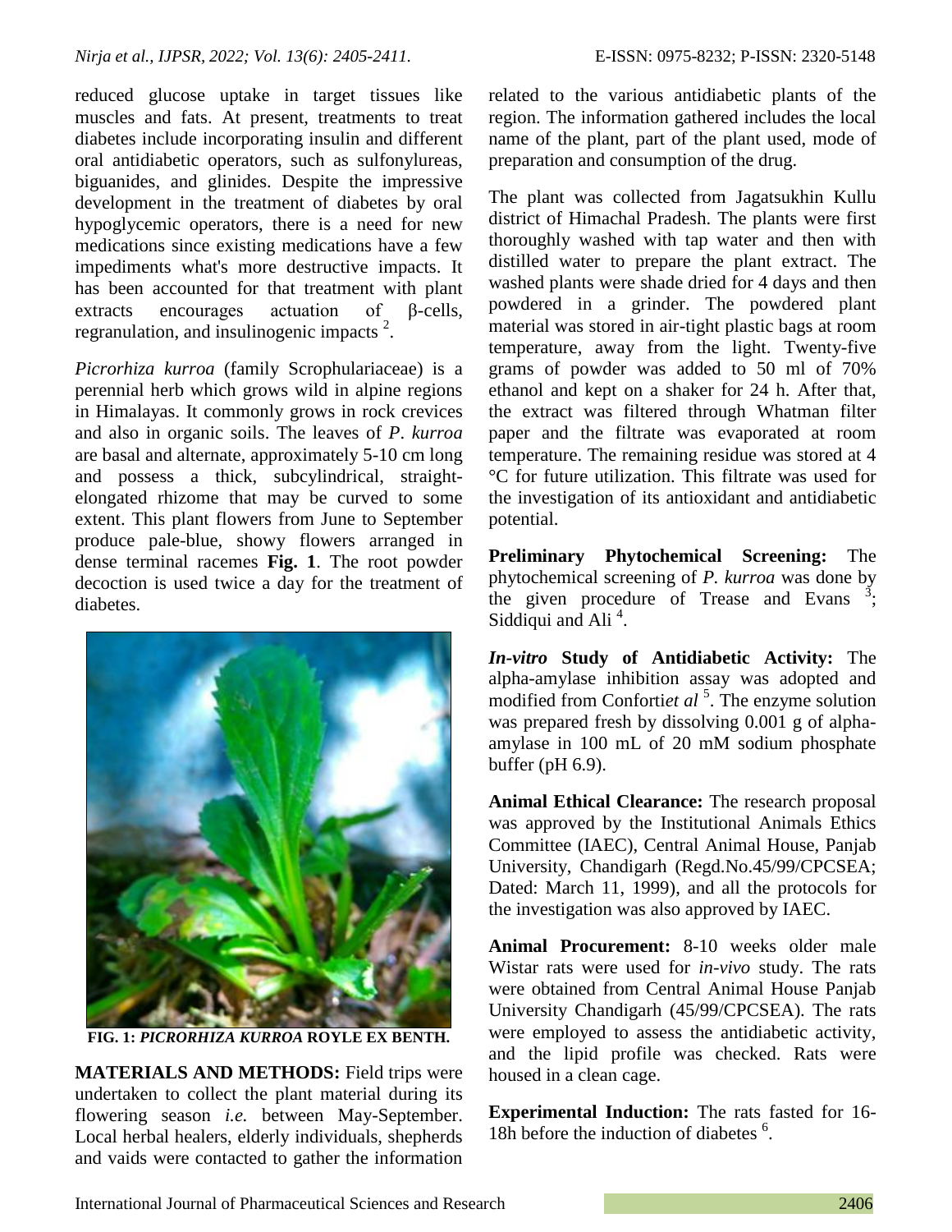reduced glucose uptake in target tissues like muscles and fats. At present, treatments to treat diabetes include incorporating insulin and different oral antidiabetic operators, such as sulfonylureas, biguanides, and glinides. Despite the impressive development in the treatment of diabetes by oral hypoglycemic operators, there is a need for new medications since existing medications have a few impediments what's more destructive impacts. It has been accounted for that treatment with plant extracts encourages actuation of β-cells, regranulation, and insulinogenic impacts [2].

*Picrorhiza kurroa* (family Scrophulariaceae) is a perennial herb which grows wild in alpine regions in Himalayas. It commonly grows in rock crevices and also in organic soils. The leaves of *P. kurroa* are basal and alternate, approximately 5-10 cm long and possess a thick, subcylindrical, straight-elongated rhizome that may be curved to some extent. This plant flowers from June to September produce pale-blue, showy flowers arranged in dense terminal racemes **Fig. 1**. The root powder decoction is used twice a day for the treatment of diabetes.

**FIG. 1:** ***PICRORHIZA KURROA*** **ROYLE EX BENTH.**

**MATERIALS AND METHODS:** Field trips were undertaken to collect the plant material during its flowering season *i.e.* between May-September. Local herbal healers, elderly individuals, shepherds and vaids were contacted to gather the information related to the various antidiabetic plants of the region. The information gathered includes the local name of the plant, part of the plant used, mode of preparation and consumption of the drug.

The plant was collected from Jagatsukhin Kullu district of Himachal Pradesh. The plants were first thoroughly washed with tap water and then with distilled water to prepare the plant extract. The washed plants were shade dried for 4 days and then powdered in a grinder. The powdered plant material was stored in air-tight plastic bags at room temperature, away from the light. Twenty-five grams of powder was added to 50 ml of 70% ethanol and kept on a shaker for 24 h. After that, the extract was filtered through Whatman filter paper and the filtrate was evaporated at room temperature. The remaining residue was stored at 4 °C for future utilization. This filtrate was used for the investigation of its antioxidant and antidiabetic potential.

**Preliminary Phytochemical Screening:** The phytochemical screening of *P. kurroa* was done by the given procedure of Trease and Evans [3]; Siddiqui and Ali [4].

***In-vitro*** **Study of Antidiabetic Activity:** The alpha-amylase inhibition assay was adopted and modified from Conforti*et al* [5]. The enzyme solution was prepared fresh by dissolving 0.001 g of alpha-amylase in 100 mL of 20 mM sodium phosphate buffer (pH 6.9).

**Animal Ethical Clearance:** The research proposal was approved by the Institutional Animals Ethics Committee (IAEC), Central Animal House, Panjab University, Chandigarh (Regd.No.45/99/CPCSEA; Dated: March 11, 1999), and all the protocols for the investigation was also approved by IAEC.

**Animal Procurement:** 8-10 weeks older male Wistar rats were used for *in-vivo* study. The rats were obtained from Central Animal House Panjab University Chandigarh (45/99/CPCSEA). The rats were employed to assess the antidiabetic activity, and the lipid profile was checked. Rats were housed in a clean cage.

**Experimental Induction:** The rats fasted for 16-18h before the induction of diabetes [6].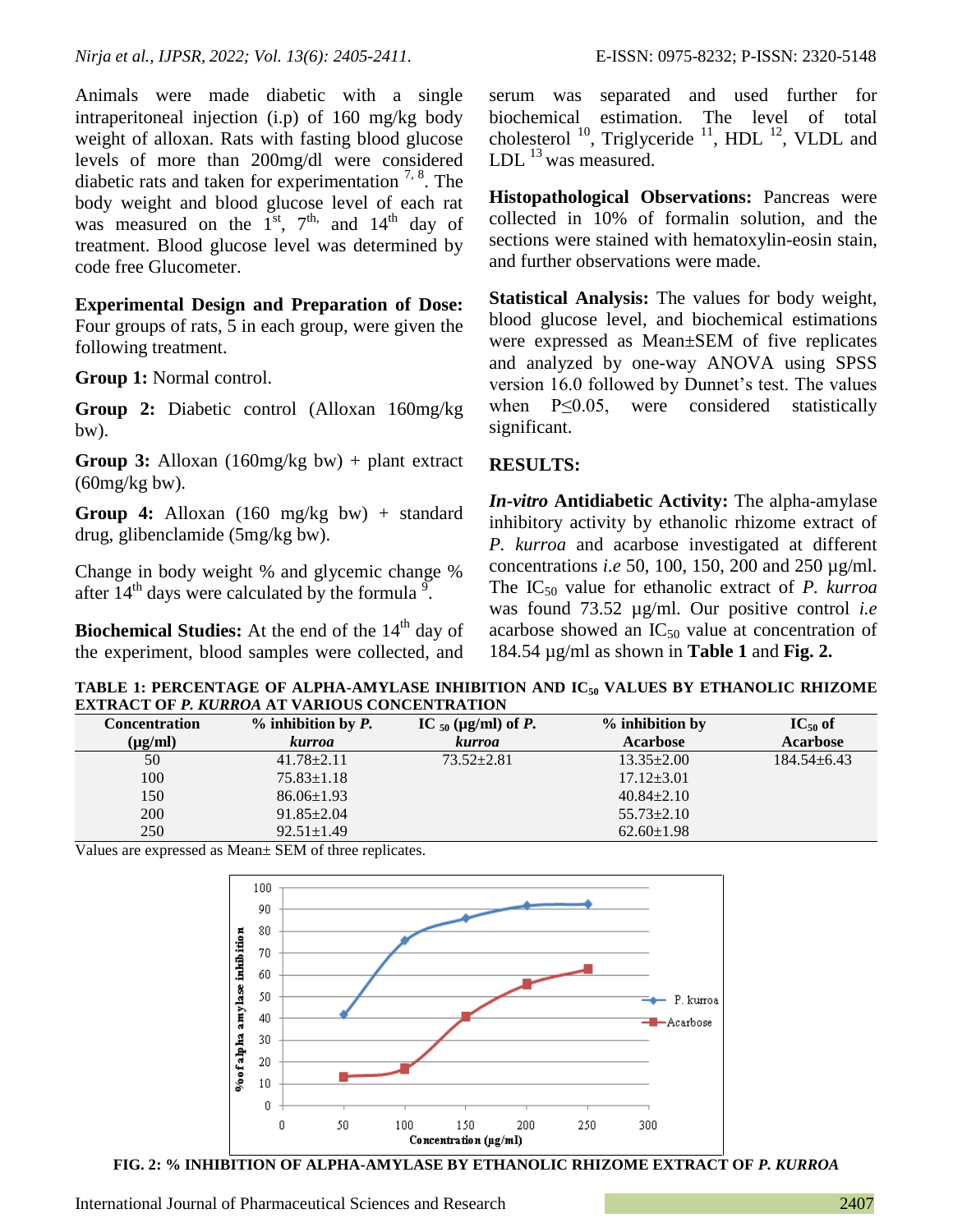Animals were made diabetic with a single intraperitoneal injection (i.p) of 160 mg/kg body weight of alloxan. Rats with fasting blood glucose levels of more than 200mg/dl were considered diabetic rats and taken for experimentation [7, 8]. The body weight and blood glucose level of each rat was measured on the 1st, 7th, and 14th day of treatment. Blood glucose level was determined by code free Glucometer.

**Experimental Design and Preparation of Dose:** Four groups of rats, 5 in each group, were given the following treatment.

**Group 1:** Normal control.

**Group 2:** Diabetic control (Alloxan 160mg/kg bw).

**Group 3:** Alloxan (160mg/kg bw) + plant extract (60mg/kg bw).

**Group 4:** Alloxan (160 mg/kg bw) + standard drug, glibenclamide (5mg/kg bw).

Change in body weight % and glycemic change % after 14th days were calculated by the formula [9].

**Biochemical Studies:** At the end of the 14th day of the experiment, blood samples were collected, and serum was separated and used further for biochemical estimation. The level of total cholesterol [10], Triglyceride [11], HDL [12], VLDL and LDL [13] was measured.

**Histopathological Observations:** Pancreas were collected in 10% of formalin solution, and the sections were stained with hematoxylin-eosin stain, and further observations were made.

**Statistical Analysis:** The values for body weight, blood glucose level, and biochemical estimations were expressed as Mean±SEM of five replicates and analyzed by one-way ANOVA using SPSS version 16.0 followed by Dunnet's test. The values when $P \leq 0.05$, were considered statistically significant.

## RESULTS:

***In-vitro* Antidiabetic Activity:** The alpha-amylase inhibitory activity by ethanolic rhizome extract of *P. kurroa* and acarbose investigated at different concentrations *i.e* 50, 100, 150, 200 and 250 µg/ml. The $IC_{50}$ value for ethanolic extract of *P. kurroa* was found 73.52 µg/ml. Our positive control *i.e* acarbose showed an $IC_{50}$ value at concentration of 184.54 µg/ml as shown in **Table 1** and **Fig. 2.**

**TABLE 1: PERCENTAGE OF ALPHA-AMYLASE INHIBITION AND $IC_{50}$ VALUES BY ETHANOLIC RHIZOME EXTRACT OF *P. KURROA* AT VARIOUS CONCENTRATION**

| Concentration (µg/ml) | % inhibition by *P. kurroa* | $IC_{50}$ (µg/ml) of *P. kurroa* | % inhibition by Acarbose | $IC_{50}$ of Acarbose |
|---|---|---|---|---|
| 50 | 41.78±2.11 | 73.52±2.81 | 13.35±2.00 | 184.54±6.43 |
| 100 | 75.83±1.18 | | 17.12±3.01 | |
| 150 | 86.06±1.93 | | 40.84±2.10 | |
| 200 | 91.85±2.04 | | 55.73±2.10 | |
| 250 | 92.51±1.49 | | 62.60±1.98 | |

Values are expressed as Mean± SEM of three replicates.

**FIG. 2: % INHIBITION OF ALPHA-AMYLASE BY ETHANOLIC RHIZOME EXTRACT OF *P. KURROA***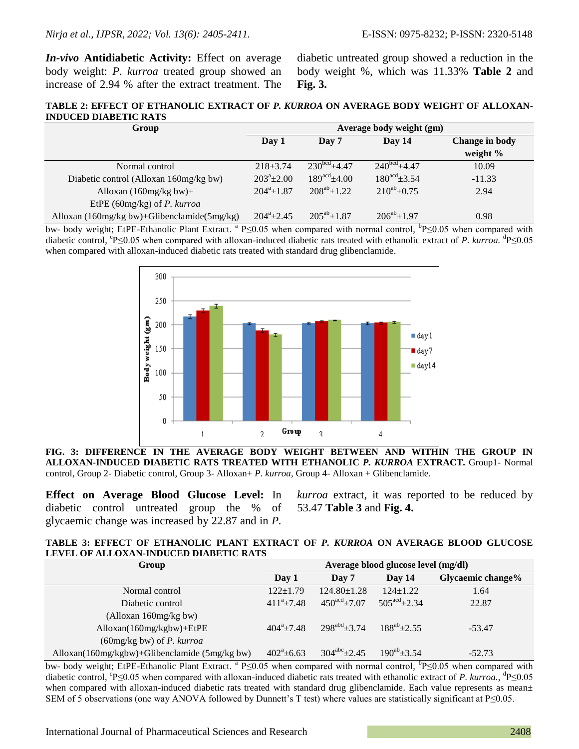***In-vivo* Antidiabetic Activity:** Effect on average body weight: *P. kurroa* treated group showed an increase of 2.94 % after the extract treatment. The diabetic untreated group showed a reduction in the body weight %, which was 11.33% **Table 2** and **Fig. 3.**

**TABLE 2: EFFECT OF ETHANOLIC EXTRACT OF *P. KURROA* ON AVERAGE BODY WEIGHT OF ALLOXAN-INDUCED DIABETIC RATS**

| Group | Average body weight (gm) | | | |
|---|---|---|---|---|
| | Day 1 | Day 7 | Day 14 | Change in body weight % |
| Normal control | 218±3.74 | $230^{bcd}$±4.47 | $240^{bcd}$±4.47 | 10.09 |
| Diabetic control (Alloxan 160mg/kg bw) | $203^{a}$±2.00 | $189^{acd}$±4.00 | $180^{acd}$±3.54 | -11.33 |
| Alloxan (160mg/kg bw)+ EtPE (60mg/kg) of *P. kurroa* | $204^{a}$±1.87 | $208^{ab}$±1.22 | $210^{ab}$±0.75 | 2.94 |
| Alloxan (160mg/kg bw)+Glibenclamide(5mg/kg) | $204^{a}$±2.45 | $205^{ab}$±1.87 | $206^{ab}$±1.97 | 0.98 |

bw- body weight; EtPE-Ethanolic Plant Extract. [a] P≤0.05 when compared with normal control, [b]P≤0.05 when compared with diabetic control, [c]P≤0.05 when compared with alloxan-induced diabetic rats treated with ethanolic extract of *P. kurroa.* [d]P≤0.05 when compared with alloxan-induced diabetic rats treated with standard drug glibenclamide.

**FIG. 3: DIFFERENCE IN THE AVERAGE BODY WEIGHT BETWEEN AND WITHIN THE GROUP IN ALLOXAN-INDUCED DIABETIC RATS TREATED WITH ETHANOLIC *P. KURROA* EXTRACT.** Group1- Normal control, Group 2- Diabetic control, Group 3- Alloxan+ *P. kurroa*, Group 4- Alloxan + Glibenclamide.

**Effect on Average Blood Glucose Level:** In diabetic control untreated group the % of glycaemic change was increased by 22.87 and in *P. kurroa* extract, it was reported to be reduced by 53.47 **Table 3** and **Fig. 4.**

**TABLE 3: EFFECT OF ETHANOLIC PLANT EXTRACT OF *P. KURROA* ON AVERAGE BLOOD GLUCOSE LEVEL OF ALLOXAN-INDUCED DIABETIC RATS**

| Group | Average blood glucose level (mg/dl) | | | |
|---|---|---|---|---|
| | Day 1 | Day 7 | Day 14 | Glycaemic change% |
| Normal control | 122±1.79 | 124.80±1.28 | 124±1.22 | 1.64 |
| Diabetic control (Alloxan 160mg/kg bw) | $411^{a}$±7.48 | $450^{acd}$±7.07 | $505^{acd}$±2.34 | 22.87 |
| Alloxan(160mg/kgbw)+EtPE (60mg/kg bw) of *P. kurroa* | $404^{a}$±7.48 | $298^{abd}$±3.74 | $188^{ab}$±2.55 | -53.47 |
| Alloxan(160mg/kgbw)+Glibenclamide (5mg/kg bw) | $402^{a}$±6.63 | $304^{abc}$±2.45 | $190^{ab}$±3.54 | -52.73 |

bw- body weight; EtPE-Ethanolic Plant Extract. [a] P≤0.05 when compared with normal control, [b]P≤0.05 when compared with diabetic control, [c]P≤0.05 when compared with alloxan-induced diabetic rats treated with ethanolic extract of *P. kurroa.*, [d]P≤0.05 when compared with alloxan-induced diabetic rats treated with standard drug glibenclamide. Each value represents as mean± SEM of 5 observations (one way ANOVA followed by Dunnett's T test) where values are statistically significant at P≤0.05.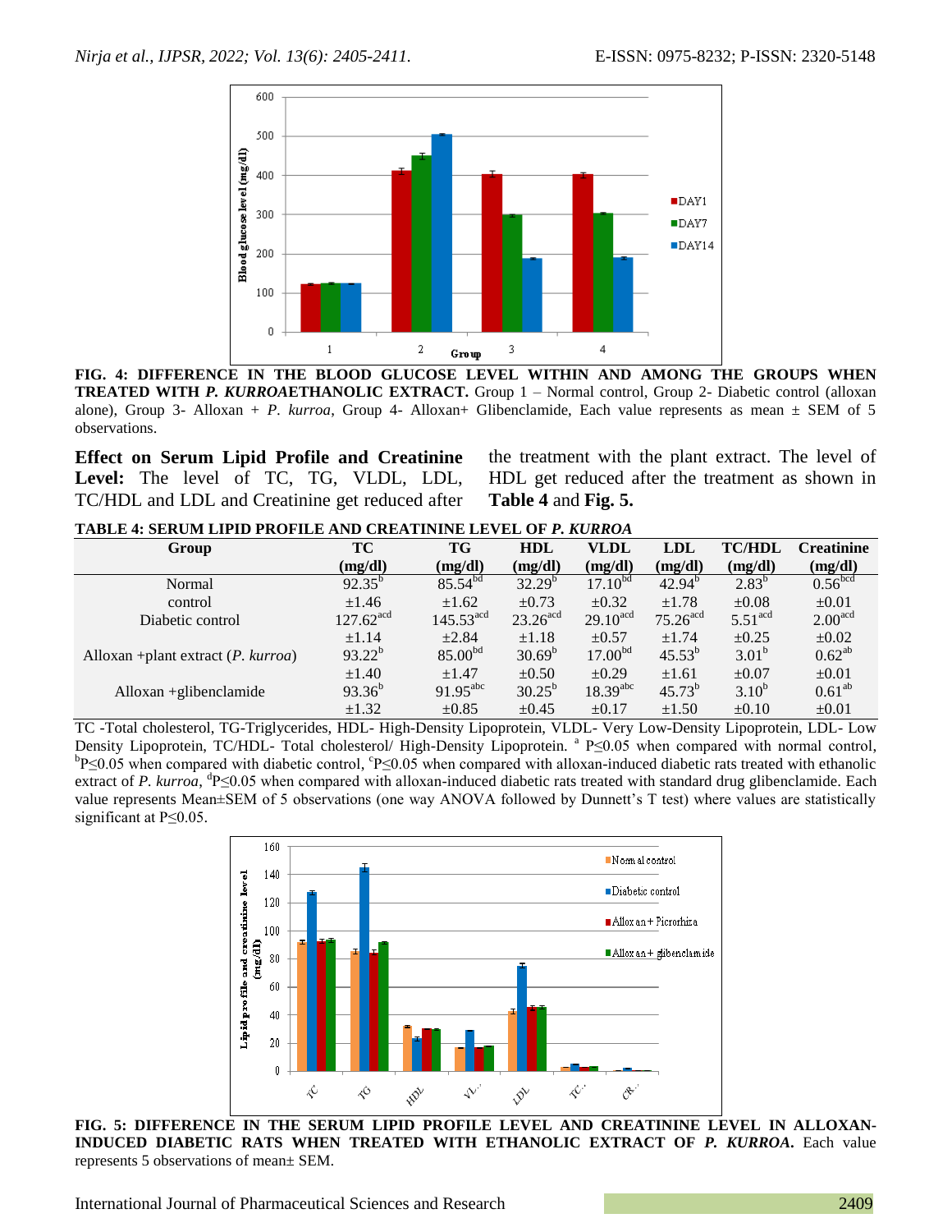**FIG. 4: DIFFERENCE IN THE BLOOD GLUCOSE LEVEL WITHIN AND AMONG THE GROUPS WHEN TREATED WITH *P. KURROA*ETHANOLIC EXTRACT.** Group 1 – Normal control, Group 2- Diabetic control (alloxan alone), Group 3- Alloxan + *P. kurroa*, Group 4- Alloxan+ Glibenclamide, Each value represents as mean ± SEM of 5 observations.

**Effect on Serum Lipid Profile and Creatinine Level:** The level of TC, TG, VLDL, LDL, TC/HDL and LDL and Creatinine get reduced after the treatment with the plant extract. The level of HDL get reduced after the treatment as shown in **Table 4** and **Fig. 5.**

**TABLE 4: SERUM LIPID PROFILE AND CREATININE LEVEL OF *P. KURROA***

| Group | TC (mg/dl) | TG (mg/dl) | HDL (mg/dl) | VLDL (mg/dl) | LDL (mg/dl) | TC/HDL (mg/dl) | Creatinine (mg/dl) |
|---|---|---|---|---|---|---|---|
| Normal control | 92.35[b] ±1.46 | 85.54[bd] ±1.62 | 32.29[b] ±0.73 | 17.10[bd] ±0.32 | 42.94[b] ±1.78 | 2.83[b] ±0.08 | 0.56[bcd] ±0.01 |
| Diabetic control | 127.62[acd] ±1.14 | 145.53[acd] ±2.84 | 23.26[acd] ±1.18 | 29.10[acd] ±0.57 | 75.26[acd] ±1.74 | 5.51[acd] ±0.25 | 2.00[acd] ±0.02 |
| Alloxan +plant extract (*P. kurroa*) | 93.22[b] ±1.40 | 85.00[bd] ±1.47 | 30.69[b] ±0.50 | 17.00[bd] ±0.29 | 45.53[b] ±1.61 | 3.01[b] ±0.07 | 0.62[ab] ±0.01 |
| Alloxan +glibenclamide | 93.36[b] ±1.32 | 91.95[abc] ±0.85 | 30.25[b] ±0.45 | 18.39[abc] ±0.17 | 45.73[b] ±1.50 | 3.10[b] ±0.10 | 0.61[ab] ±0.01 |

TC -Total cholesterol, TG-Triglycerides, HDL- High-Density Lipoprotein, VLDL- Very Low-Density Lipoprotein, LDL- Low Density Lipoprotein, TC/HDL- Total cholesterol/ High-Density Lipoprotein. [a] $P \leq 0.05$ when compared with normal control, [b]$P \leq 0.05$ when compared with diabetic control, [c]$P \leq 0.05$ when compared with alloxan-induced diabetic rats treated with ethanolic extract of *P. kurroa*, [d]$P \leq 0.05$ when compared with alloxan-induced diabetic rats treated with standard drug glibenclamide. Each value represents Mean±SEM of 5 observations (one way ANOVA followed by Dunnett's T test) where values are statistically significant at $P \leq 0.05$.

**FIG. 5: DIFFERENCE IN THE SERUM LIPID PROFILE LEVEL AND CREATININE LEVEL IN ALLOXAN-INDUCED DIABETIC RATS WHEN TREATED WITH ETHANOLIC EXTRACT OF *P. KURROA*.** Each value represents 5 observations of mean± SEM.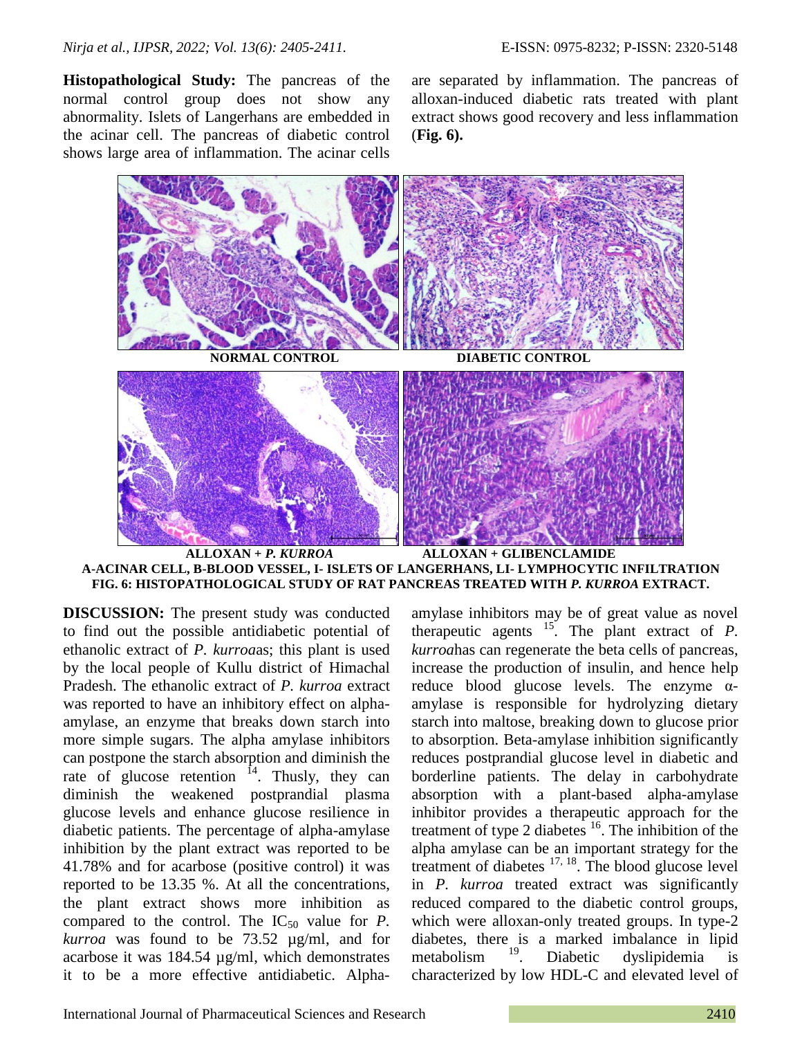**Histopathological Study:** The pancreas of the normal control group does not show any abnormality. Islets of Langerhans are embedded in the acinar cell. The pancreas of diabetic control shows large area of inflammation. The acinar cells are separated by inflammation. The pancreas of alloxan-induced diabetic rats treated with plant extract shows good recovery and less inflammation (**Fig. 6).**

NORMAL CONTROL DIABETIC CONTROL

ALLOXAN + *P. KURROA* ALLOXAN + GLIBENCLAMIDE

A-ACINAR CELL, B-BLOOD VESSEL, I- ISLETS OF LANGERHANS, LI- LYMPHOCYTIC INFILTRATION

**FIG. 6: HISTOPATHOLOGICAL STUDY OF RAT PANCREAS TREATED WITH *P. KURROA* EXTRACT.**

**DISCUSSION:** The present study was conducted to find out the possible antidiabetic potential of ethanolic extract of *P. kurroa*as; this plant is used by the local people of Kullu district of Himachal Pradesh. The ethanolic extract of *P. kurroa* extract was reported to have an inhibitory effect on alpha-amylase, an enzyme that breaks down starch into more simple sugars. The alpha amylase inhibitors can postpone the starch absorption and diminish the rate of glucose retention [14]. Thusly, they can diminish the weakened postprandial plasma glucose levels and enhance glucose resilience in diabetic patients. The percentage of alpha-amylase inhibition by the plant extract was reported to be 41.78% and for acarbose (positive control) it was reported to be 13.35 %. At all the concentrations, the plant extract shows more inhibition as compared to the control. The $IC_{50}$ value for *P. kurroa* was found to be 73.52 µg/ml, and for acarbose it was 184.54 µg/ml, which demonstrates it to be a more effective antidiabetic. Alpha-amylase inhibitors may be of great value as novel therapeutic agents [15]. The plant extract of *P. kurroa*has can regenerate the beta cells of pancreas, increase the production of insulin, and hence help reduce blood glucose levels. The enzyme α-amylase is responsible for hydrolyzing dietary starch into maltose, breaking down to glucose prior to absorption. Beta-amylase inhibition significantly reduces postprandial glucose level in diabetic and borderline patients. The delay in carbohydrate absorption with a plant-based alpha-amylase inhibitor provides a therapeutic approach for the treatment of type 2 diabetes [16]. The inhibition of the alpha amylase can be an important strategy for the treatment of diabetes [17, 18]. The blood glucose level in *P. kurroa* treated extract was significantly reduced compared to the diabetic control groups, which were alloxan-only treated groups. In type-2 diabetes, there is a marked imbalance in lipid metabolism [19]. Diabetic dyslipidemia is characterized by low HDL-C and elevated level of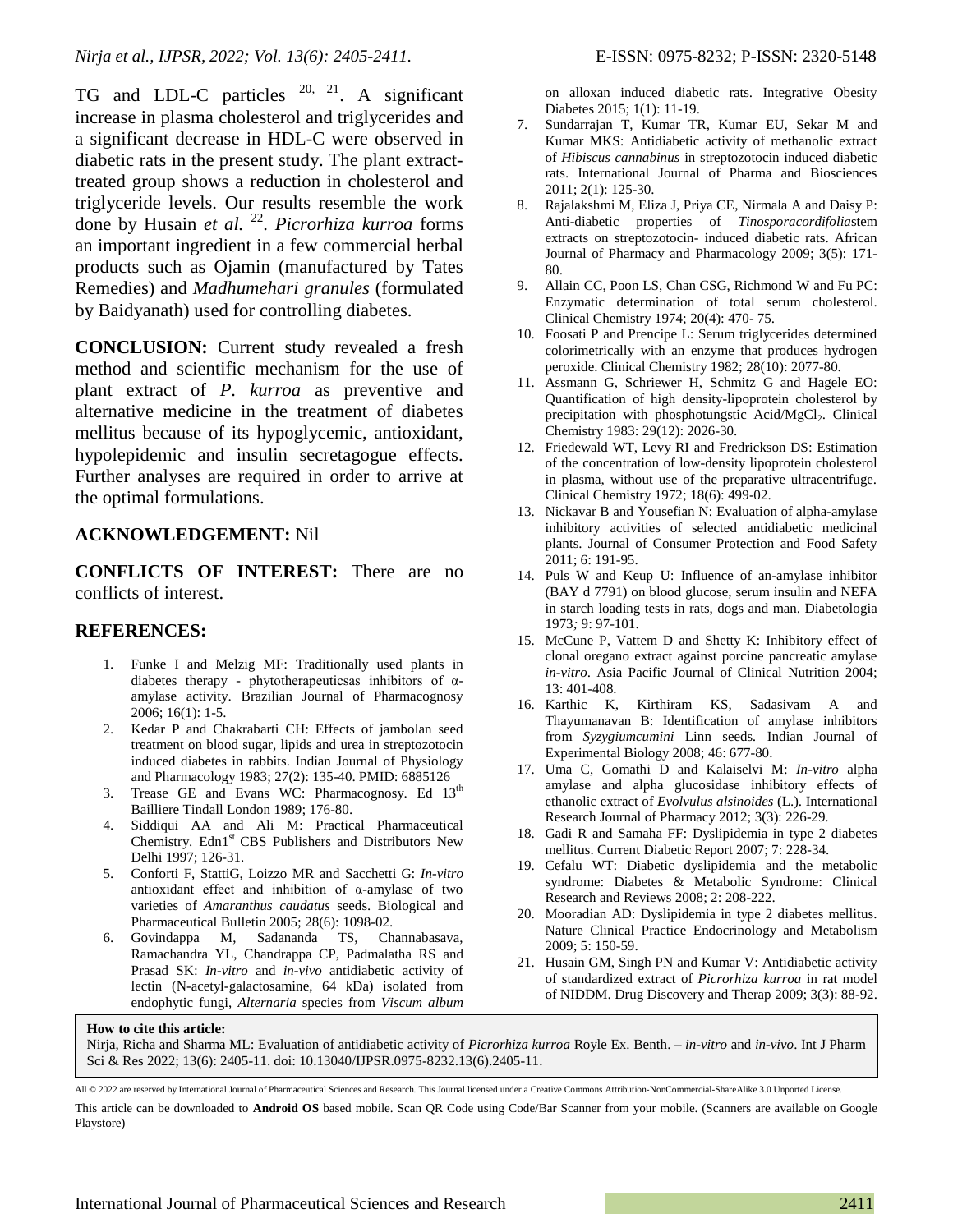TG and LDL-C particles [20, 21]. A significant increase in plasma cholesterol and triglycerides and a significant decrease in HDL-C were observed in diabetic rats in the present study. The plant extract-treated group shows a reduction in cholesterol and triglyceride levels. Our results resemble the work done by Husain *et al.* [22]. *Picrorhiza kurroa* forms an important ingredient in a few commercial herbal products such as Ojamin (manufactured by Tates Remedies) and *Madhumehari granules* (formulated by Baidyanath) used for controlling diabetes.

**CONCLUSION:** Current study revealed a fresh method and scientific mechanism for the use of plant extract of *P. kurroa* as preventive and alternative medicine in the treatment of diabetes mellitus because of its hypoglycemic, antioxidant, hypolepidemic and insulin secretagogue effects. Further analyses are required in order to arrive at the optimal formulations.

**ACKNOWLEDGEMENT:** Nil

**CONFLICTS OF INTEREST:** There are no conflicts of interest.

## REFERENCES:

1. Funke I and Melzig MF: Traditionally used plants in diabetes therapy - phytotherapeuticsas inhibitors of α-amylase activity. Brazilian Journal of Pharmacognosy 2006; 16(1): 1-5.
2. Kedar P and Chakrabarti CH: Effects of jambolan seed treatment on blood sugar, lipids and urea in streptozotocin induced diabetes in rabbits. Indian Journal of Physiology and Pharmacology 1983; 27(2): 135-40. PMID: 6885126
3. Trease GE and Evans WC: Pharmacognosy. Ed 13th Bailliere Tindall London 1989; 176-80.
4. Siddiqui AA and Ali M: Practical Pharmaceutical Chemistry. Edn1st CBS Publishers and Distributors New Delhi 1997; 126-31.
5. Conforti F, StattiG, Loizzo MR and Sacchetti G: *In-vitro* antioxidant effect and inhibition of α-amylase of two varieties of *Amaranthus caudatus* seeds. Biological and Pharmaceutical Bulletin 2005; 28(6): 1098-02.
6. Govindappa M, Sadananda TS, Channabasava, Ramachandra YL, Chandrappa CP, Padmalatha RS and Prasad SK: *In-vitro* and *in-vivo* antidiabetic activity of lectin (N-acetyl-galactosamine, 64 kDa) isolated from endophytic fungi, *Alternaria* species from *Viscum album* on alloxan induced diabetic rats. Integrative Obesity Diabetes 2015; 1(1): 11-19.
7. Sundarrajan T, Kumar TR, Kumar EU, Sekar M and Kumar MKS: Antidiabetic activity of methanolic extract of *Hibiscus cannabinus* in streptozotocin induced diabetic rats. International Journal of Pharma and Biosciences 2011; 2(1): 125-30.
8. Rajalakshmi M, Eliza J, Priya CE, Nirmala A and Daisy P: Anti-diabetic properties of *Tinosporacordifolia*stem extracts on streptozotocin- induced diabetic rats. African Journal of Pharmacy and Pharmacology 2009; 3(5): 171-80.
9. Allain CC, Poon LS, Chan CSG, Richmond W and Fu PC: Enzymatic determination of total serum cholesterol. Clinical Chemistry 1974; 20(4): 470- 75.
10. Foosati P and Prencipe L: Serum triglycerides determined colorimetrically with an enzyme that produces hydrogen peroxide. Clinical Chemistry 1982; 28(10): 2077-80.
11. Assmann G, Schriewer H, Schmitz G and Hagele EO: Quantification of high density-lipoprotein cholesterol by precipitation with phosphotungstic Acid/$MgCl_2$. Clinical Chemistry 1983: 29(12): 2026-30.
12. Friedewald WT, Levy RI and Fredrickson DS: Estimation of the concentration of low-density lipoprotein cholesterol in plasma, without use of the preparative ultracentrifuge. Clinical Chemistry 1972; 18(6): 499-02.
13. Nickavar B and Yousefian N: Evaluation of alpha-amylase inhibitory activities of selected antidiabetic medicinal plants. Journal of Consumer Protection and Food Safety 2011; 6: 191-95.
14. Puls W and Keup U: Influence of an-amylase inhibitor (BAY d 7791) on blood glucose, serum insulin and NEFA in starch loading tests in rats, dogs and man. Diabetologia 1973; 9: 97-101.
15. McCune P, Vattem D and Shetty K: Inhibitory effect of clonal oregano extract against porcine pancreatic amylase *in-vitro*. Asia Pacific Journal of Clinical Nutrition 2004; 13: 401-408.
16. Karthic K, Kirthiram KS, Sadasivam A and Thayumanavan B: Identification of amylase inhibitors from *Syzygiumcumini* Linn seeds. Indian Journal of Experimental Biology 2008; 46: 677-80.
17. Uma C, Gomathi D and Kalaiselvi M: *In-vitro* alpha amylase and alpha glucosidase inhibitory effects of ethanolic extract of *Evolvulus alsinoides* (L.). International Research Journal of Pharmacy 2012; 3(3): 226-29.
18. Gadi R and Samaha FF: Dyslipidemia in type 2 diabetes mellitus. Current Diabetic Report 2007; 7: 228-34.
19. Cefalu WT: Diabetic dyslipidemia and the metabolic syndrome: Diabetes & Metabolic Syndrome: Clinical Research and Reviews 2008; 2: 208-222.
20. Mooradian AD: Dyslipidemia in type 2 diabetes mellitus. Nature Clinical Practice Endocrinology and Metabolism 2009; 5: 150-59.
21. Husain GM, Singh PN and Kumar V: Antidiabetic activity of standardized extract of *Picrorhiza kurroa* in rat model of NIDDM. Drug Discovery and Therap 2009; 3(3): 88-92.

**How to cite this article:**
Nirja, Richa and Sharma ML: Evaluation of antidiabetic activity of *Picrorhiza kurroa* Royle Ex. Benth. – *in-vitro* and *in-vivo*. Int J Pharm Sci & Res 2022; 13(6): 2405-11. doi: 10.13040/IJPSR.0975-8232.13(6).2405-11.

All © 2022 are reserved by International Journal of Pharmaceutical Sciences and Research. This Journal licensed under a Creative Commons Attribution-NonCommercial-ShareAlike 3.0 Unported License.

This article can be downloaded to **Android OS** based mobile. Scan QR Code using Code/Bar Scanner from your mobile. (Scanners are available on Google Playstore)